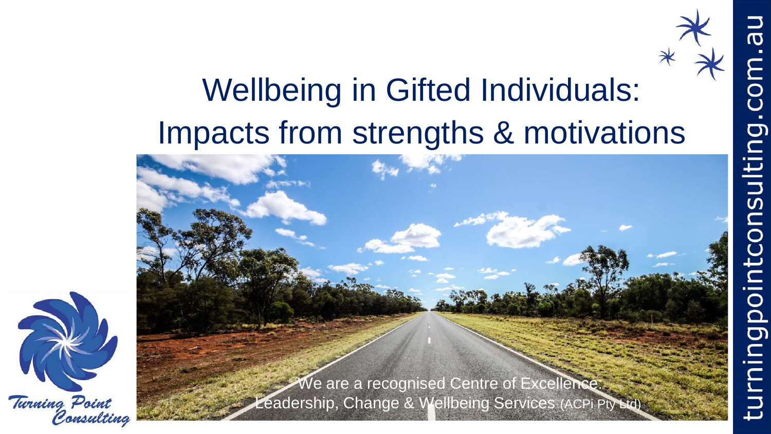# Wellbeing in Gifted Individuals: Impacts from strengths & motivations

We are a recognised Centre of Excellence: Leadership, Change & Wellbeing Services (ACPi Pty Ltd)

Turning Point Consulting

turningpointconsulting.com.au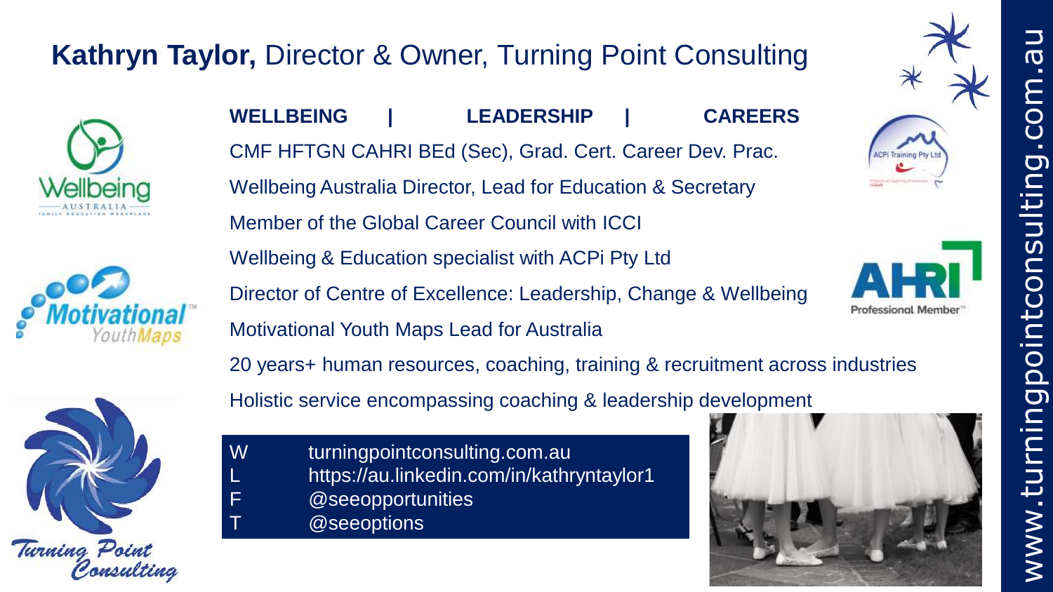# **Kathryn Taylor,** Director & Owner, Turning Point Consulting

**WELLBEING | LEADERSHIP | CAREERS**

CMF HFTGN CAHRI BEd (Sec), Grad. Cert. Career Dev. Prac.

Wellbeing Australia Director, Lead for Education & Secretary

Member of the Global Career Council with ICCI

Wellbeing & Education specialist with ACPi Pty Ltd

Director of Centre of Excellence: Leadership, Change & Wellbeing

Motivational Youth Maps Lead for Australia

20 years+ human resources, coaching, training & recruitment across industries

Holistic service encompassing coaching & leadership development

| | |
|---|---|
| W | turningpointconsulting.com.au |
| L | https://au.linkedin.com/in/kathryntaylor1 |
| F | @seeopportunities |
| T | @seeoptions |

www.turningpointconsulting.com.au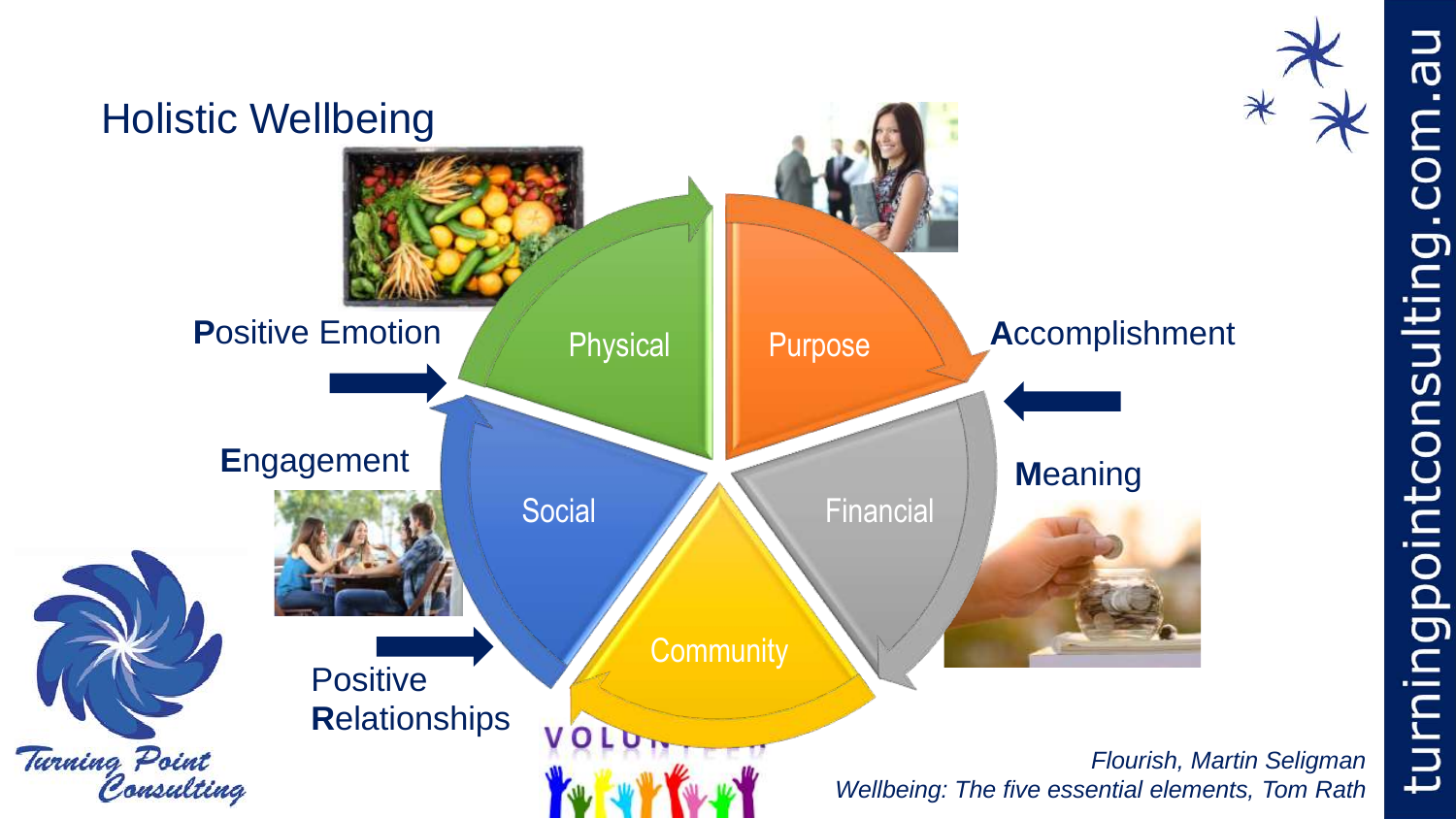# Holistic Wellbeing

**P**ositive Emotion

**E**ngagement

Positive
**R**elationships

**A**ccomplishment

**M**eaning

- Physical
- Purpose
- Financial
- Community
- Social

VOLUNTEER

*Flourish, Martin Seligman*
*Wellbeing: The five essential elements, Tom Rath*

Turning Point Consulting

turningpointconsulting.com.au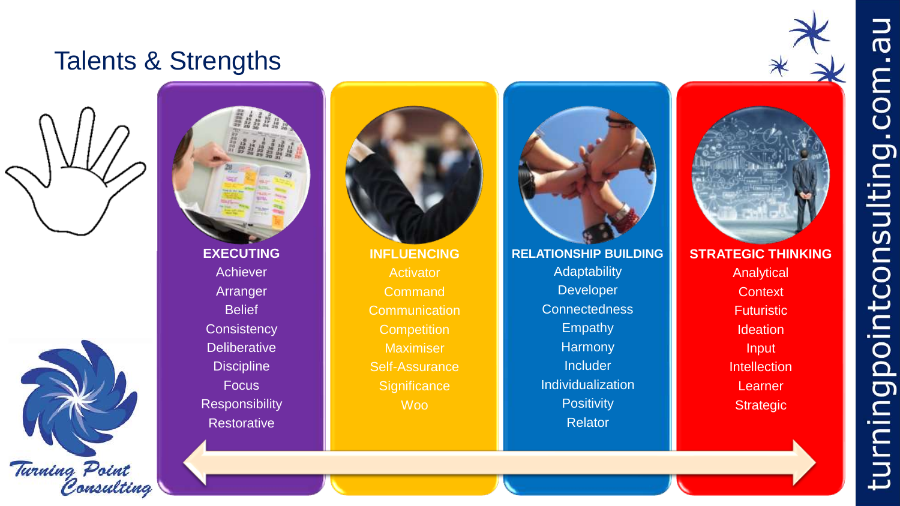# Talents & Strengths

**EXECUTING**

- Achiever
- Arranger
- Belief
- Consistency
- Deliberative
- Discipline
- Focus
- Responsibility
- Restorative

**INFLUENCING**

- Activator
- Command
- Communication
- Competition
- Maximiser
- Self-Assurance
- Significance
- Woo

**RELATIONSHIP BUILDING**

- Adaptability
- Developer
- Connectedness
- Empathy
- Harmony
- Includer
- Individualization
- Positivity
- Relator

**STRATEGIC THINKING**

- Analytical
- Context
- Futuristic
- Ideation
- Input
- Intellection
- Learner
- Strategic

Turning Point Consulting

turningpointconsulting.com.au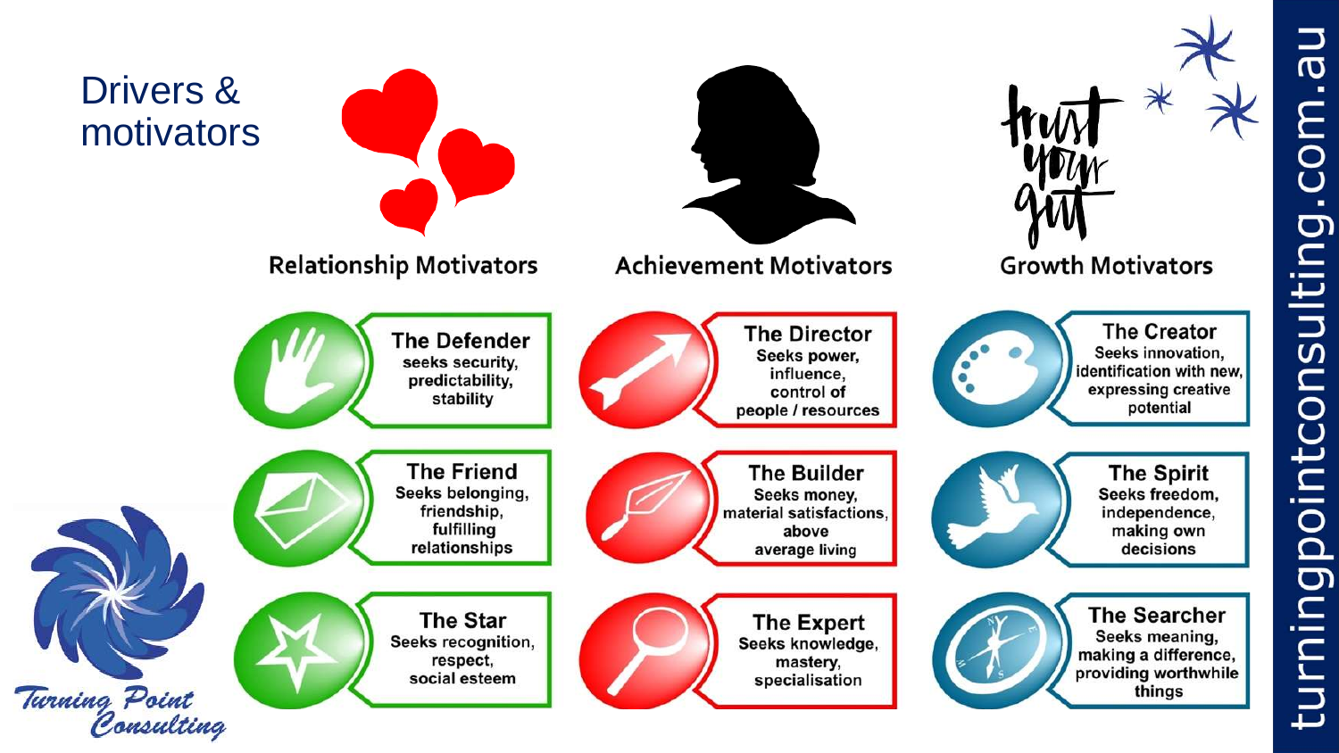# Drivers & motivators

## Relationship Motivators

**The Defender**
seeks security, predictability, stability

**The Friend**
Seeks belonging, friendship, fulfilling relationships

**The Star**
Seeks recognition, respect, social esteem

## Achievement Motivators

**The Director**
Seeks power, influence, control of people / resources

**The Builder**
Seeks money, material satisfactions, above average living

**The Expert**
Seeks knowledge, mastery, specialisation

## Growth Motivators

**The Creator**
Seeks innovation, identification with new, expressing creative potential

**The Spirit**
Seeks freedom, independence, making own decisions

**The Searcher**
Seeks meaning, making a difference, providing worthwhile things

trust your gut

Turning Point Consulting

turningpointconsulting.com.au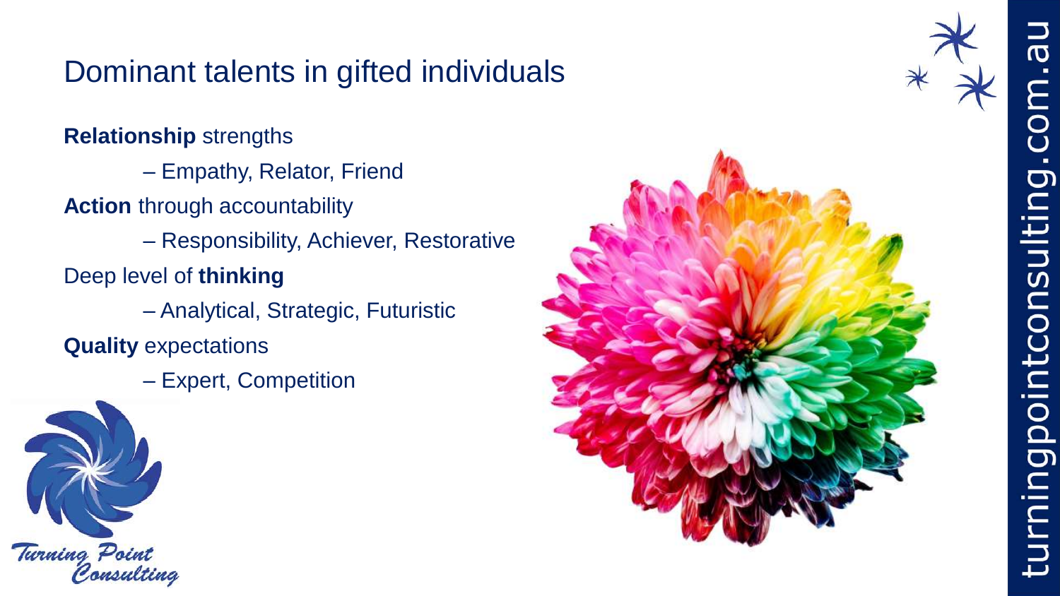# Dominant talents in gifted individuals

**Relationship** strengths

– Empathy, Relator, Friend

**Action** through accountability

– Responsibility, Achiever, Restorative

Deep level of **thinking**

– Analytical, Strategic, Futuristic

**Quality** expectations

– Expert, Competition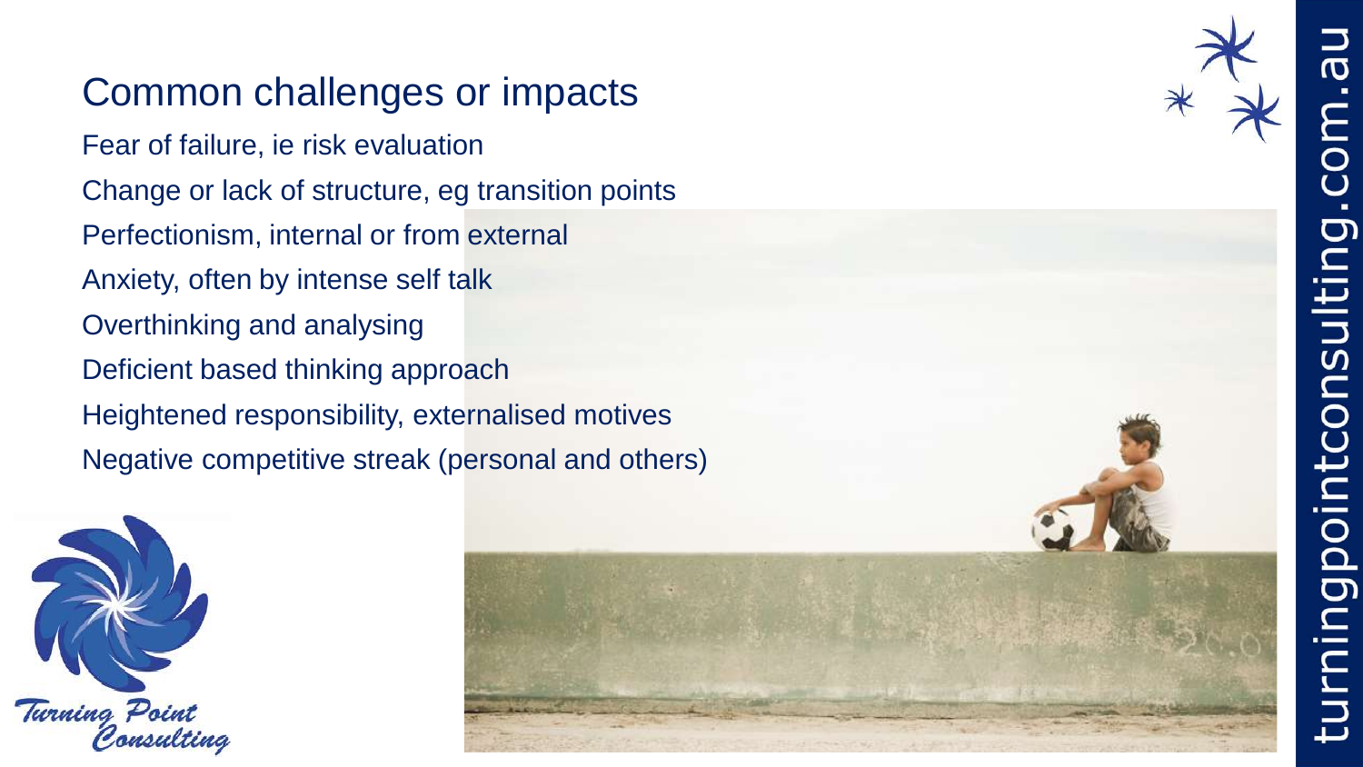## Common challenges or impacts

Fear of failure, ie risk evaluation

Change or lack of structure, eg transition points

Perfectionism, internal or from external

Anxiety, often by intense self talk

Overthinking and analysing

Deficient based thinking approach

Heightened responsibility, externalised motives

Negative competitive streak (personal and others)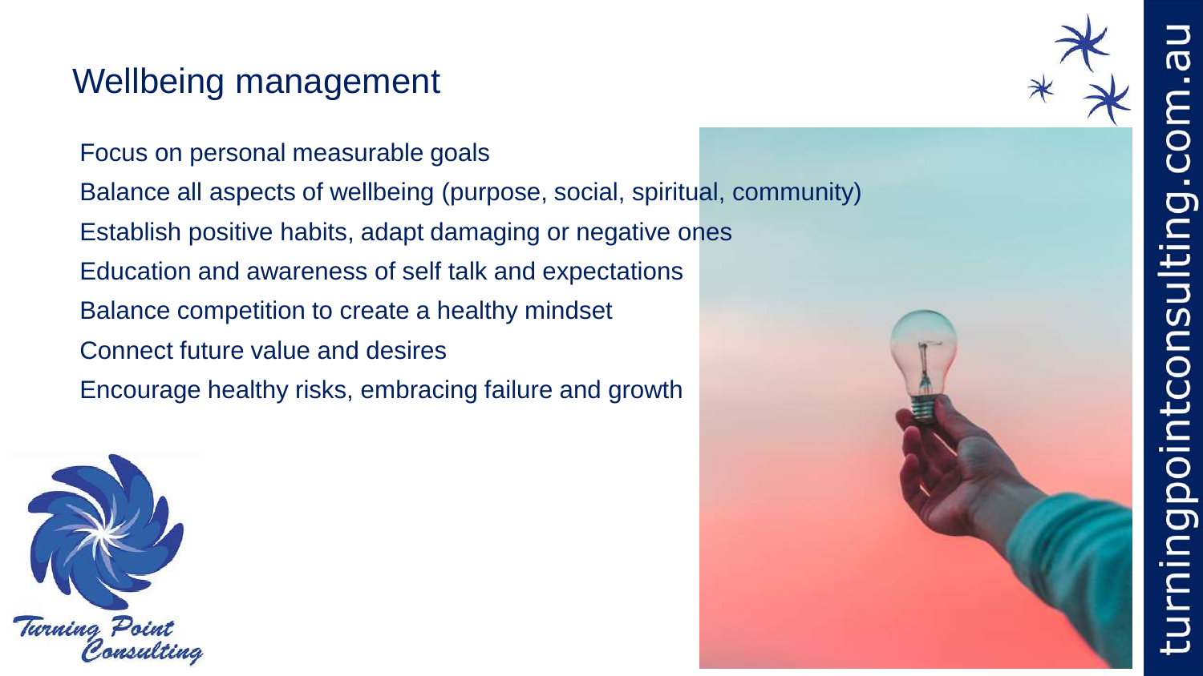## Wellbeing management

- Focus on personal measurable goals
- Balance all aspects of wellbeing (purpose, social, spiritual, community)
- Establish positive habits, adapt damaging or negative ones
- Education and awareness of self talk and expectations
- Balance competition to create a healthy mindset
- Connect future value and desires
- Encourage healthy risks, embracing failure and growth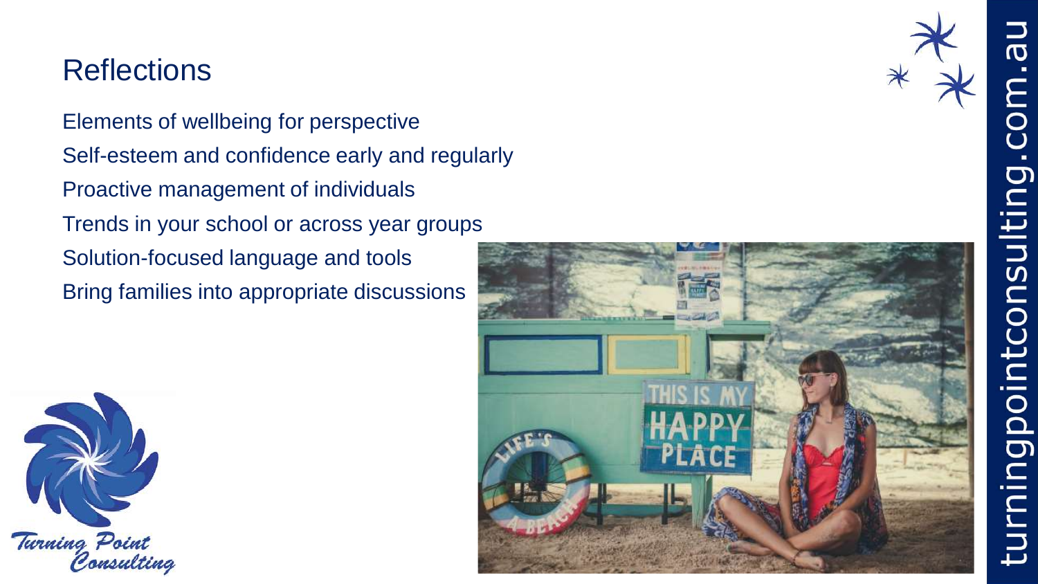## Reflections

Elements of wellbeing for perspective

Self-esteem and confidence early and regularly

Proactive management of individuals

Trends in your school or across year groups

Solution-focused language and tools

Bring families into appropriate discussions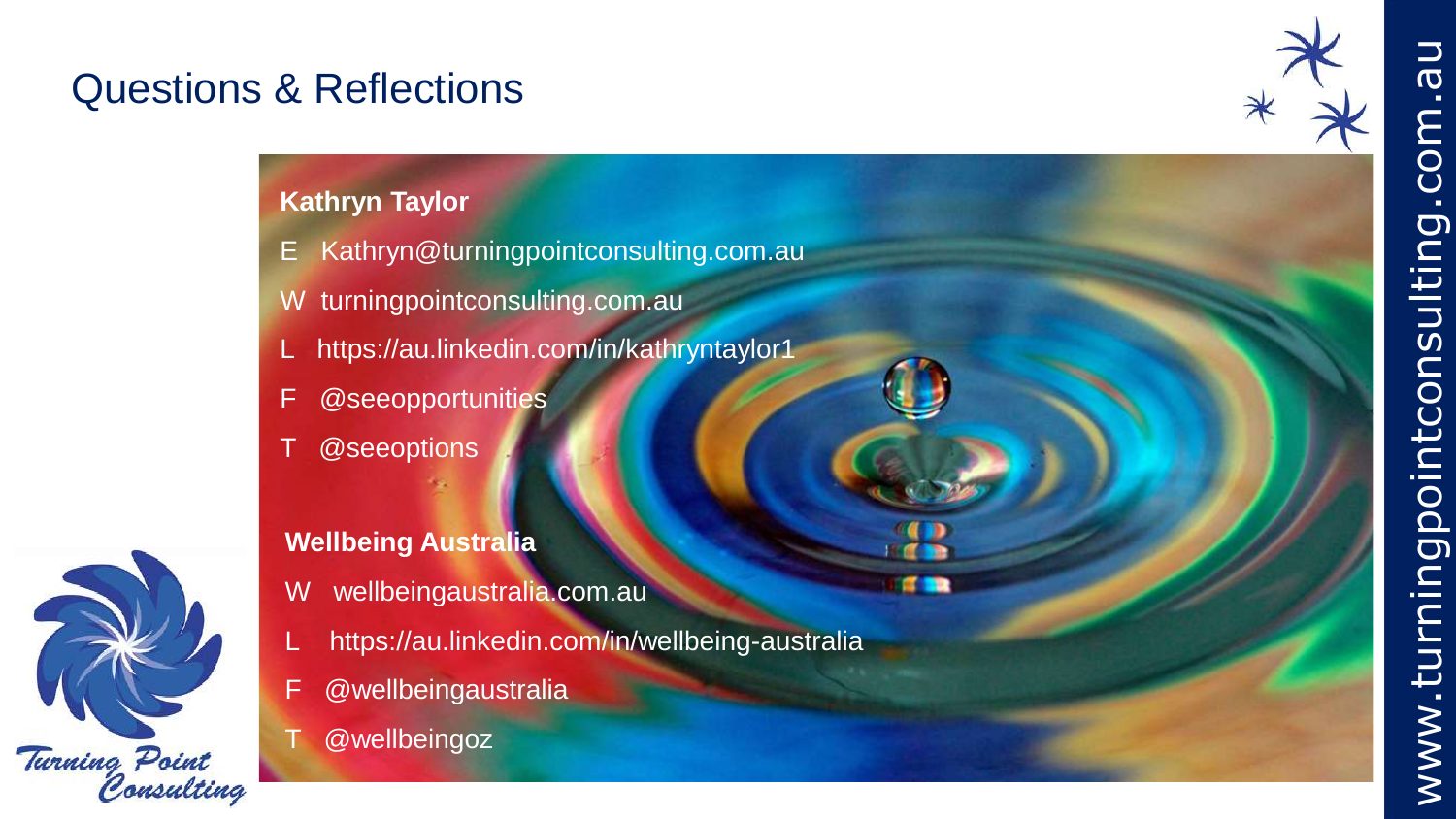# Questions & Reflections

**Kathryn Taylor**

E Kathryn@turningpointconsulting.com.au

W turningpointconsulting.com.au

L https://au.linkedin.com/in/kathryntaylor1

F @seeopportunities

T @seeoptions

**Wellbeing Australia**

W wellbeingaustralia.com.au

L https://au.linkedin.com/in/wellbeing-australia

F @wellbeingaustralia

T @wellbeingoz

Turning Point Consulting

www.turningpointconsulting.com.au